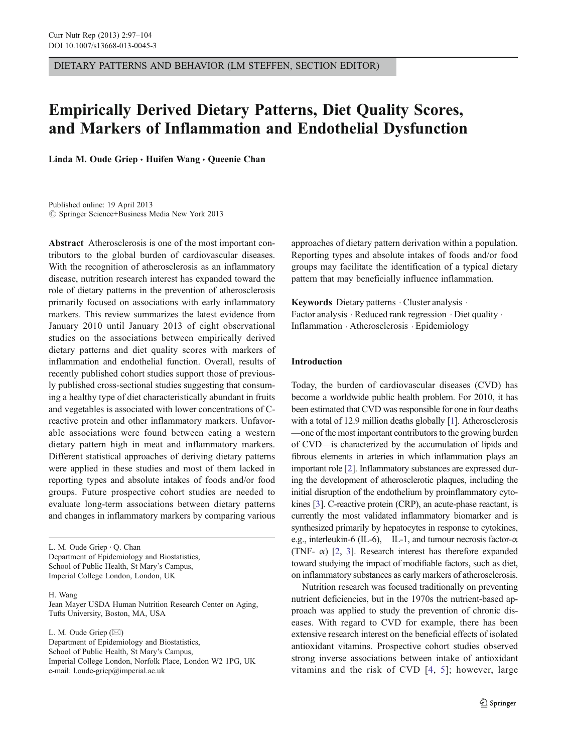DIETARY PATTERNS AND BEHAVIOR (LM STEFFEN, SECTION EDITOR)

# Empirically Derived Dietary Patterns, Diet Quality Scores, and Markers of Inflammation and Endothelial Dysfunction

**Linda M. Oude Griep · Huifen Wang · Queenie Chan**

Published online: 19 April 2013
© Springer Science+Business Media New York 2013

**Abstract** Atherosclerosis is one of the most important contributors to the global burden of cardiovascular diseases. With the recognition of atherosclerosis as an inflammatory disease, nutrition research interest has expanded toward the role of dietary patterns in the prevention of atherosclerosis primarily focused on associations with early inflammatory markers. This review summarizes the latest evidence from January 2010 until January 2013 of eight observational studies on the associations between empirically derived dietary patterns and diet quality scores with markers of inflammation and endothelial function. Overall, results of recently published cohort studies support those of previously published cross-sectional studies suggesting that consuming a healthy type of diet characteristically abundant in fruits and vegetables is associated with lower concentrations of C-reactive protein and other inflammatory markers. Unfavorable associations were found between eating a western dietary pattern high in meat and inflammatory markers. Different statistical approaches of deriving dietary patterns were applied in these studies and most of them lacked in reporting types and absolute intakes of foods and/or food groups. Future prospective cohort studies are needed to evaluate long-term associations between dietary patterns and changes in inflammatory markers by comparing various approaches of dietary pattern derivation within a population. Reporting types and absolute intakes of foods and/or food groups may facilitate the identification of a typical dietary pattern that may beneficially influence inflammation.

**Keywords** Dietary patterns · Cluster analysis · Factor analysis · Reduced rank regression · Diet quality · Inflammation · Atherosclerosis · Epidemiology

L. M. Oude Griep · Q. Chan
Department of Epidemiology and Biostatistics,
School of Public Health, St Mary's Campus,
Imperial College London, London, UK

H. Wang
Jean Mayer USDA Human Nutrition Research Center on Aging,
Tufts University, Boston, MA, USA

L. M. Oude Griep (✉)
Department of Epidemiology and Biostatistics,
School of Public Health, St Mary's Campus,
Imperial College London, Norfolk Place, London W2 1PG, UK
e-mail: l.oude-griep@imperial.ac.uk

## Introduction

Today, the burden of cardiovascular diseases (CVD) has become a worldwide public health problem. For 2010, it has been estimated that CVD was responsible for one in four deaths with a total of 12.9 million deaths globally [1]. Atherosclerosis—one of the most important contributors to the growing burden of CVD—is characterized by the accumulation of lipids and fibrous elements in arteries in which inflammation plays an important role [2]. Inflammatory substances are expressed during the development of atherosclerotic plaques, including the initial disruption of the endothelium by proinflammatory cytokines [3]. C-reactive protein (CRP), an acute-phase reactant, is currently the most validated inflammatory biomarker and is synthesized primarily by hepatocytes in response to cytokines, e.g., interleukin-6 (IL-6), IL-1, and tumour necrosis factor-α (TNF- α) [2, 3]. Research interest has therefore expanded toward studying the impact of modifiable factors, such as diet, on inflammatory substances as early markers of atherosclerosis.

Nutrition research was focused traditionally on preventing nutrient deficiencies, but in the 1970s the nutrient-based approach was applied to study the prevention of chronic diseases. With regard to CVD for example, there has been extensive research interest on the beneficial effects of isolated antioxidant vitamins. Prospective cohort studies observed strong inverse associations between intake of antioxidant vitamins and the risk of CVD [4, 5]; however, large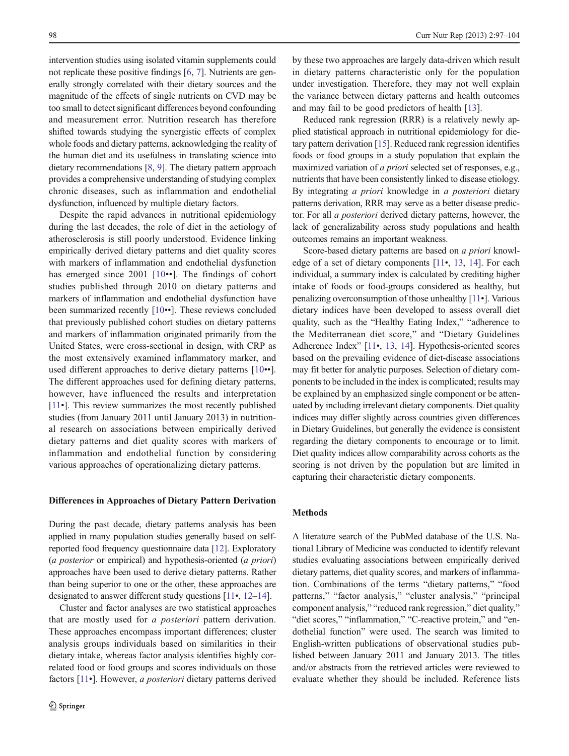intervention studies using isolated vitamin supplements could not replicate these positive findings [6, 7]. Nutrients are generally strongly correlated with their dietary sources and the magnitude of the effects of single nutrients on CVD may be too small to detect significant differences beyond confounding and measurement error. Nutrition research has therefore shifted towards studying the synergistic effects of complex whole foods and dietary patterns, acknowledging the reality of the human diet and its usefulness in translating science into dietary recommendations [8, 9]. The dietary pattern approach provides a comprehensive understanding of studying complex chronic diseases, such as inflammation and endothelial dysfunction, influenced by multiple dietary factors.

Despite the rapid advances in nutritional epidemiology during the last decades, the role of diet in the aetiology of atherosclerosis is still poorly understood. Evidence linking empirically derived dietary patterns and diet quality scores with markers of inflammation and endothelial dysfunction has emerged since 2001 [10••]. The findings of cohort studies published through 2010 on dietary patterns and markers of inflammation and endothelial dysfunction have been summarized recently [10••]. These reviews concluded that previously published cohort studies on dietary patterns and markers of inflammation originated primarily from the United States, were cross-sectional in design, with CRP as the most extensively examined inflammatory marker, and used different approaches to derive dietary patterns [10••]. The different approaches used for defining dietary patterns, however, have influenced the results and interpretation [11•]. This review summarizes the most recently published studies (from January 2011 until January 2013) in nutritional research on associations between empirically derived dietary patterns and diet quality scores with markers of inflammation and endothelial function by considering various approaches of operationalizing dietary patterns.

## Differences in Approaches of Dietary Pattern Derivation

During the past decade, dietary patterns analysis has been applied in many population studies generally based on self-reported food frequency questionnaire data [12]. Exploratory (*a posterior* or empirical) and hypothesis-oriented (*a priori*) approaches have been used to derive dietary patterns. Rather than being superior to one or the other, these approaches are designated to answer different study questions [11•, 12–14].

Cluster and factor analyses are two statistical approaches that are mostly used for *a posteriori* pattern derivation. These approaches encompass important differences; cluster analysis groups individuals based on similarities in their dietary intake, whereas factor analysis identifies highly correlated food or food groups and scores individuals on those factors [11•]. However, *a posteriori* dietary patterns derived by these two approaches are largely data-driven which result in dietary patterns characteristic only for the population under investigation. Therefore, they may not well explain the variance between dietary patterns and health outcomes and may fail to be good predictors of health [13].

Reduced rank regression (RRR) is a relatively newly applied statistical approach in nutritional epidemiology for dietary pattern derivation [15]. Reduced rank regression identifies foods or food groups in a study population that explain the maximized variation of *a priori* selected set of responses, e.g., nutrients that have been consistently linked to disease etiology. By integrating *a priori* knowledge in *a posteriori* dietary patterns derivation, RRR may serve as a better disease predictor. For all *a posteriori* derived dietary patterns, however, the lack of generalizability across study populations and health outcomes remains an important weakness.

Score-based dietary patterns are based on *a priori* knowledge of a set of dietary components [11•, 13, 14]. For each individual, a summary index is calculated by crediting higher intake of foods or food-groups considered as healthy, but penalizing overconsumption of those unhealthy [11•]. Various dietary indices have been developed to assess overall diet quality, such as the "Healthy Eating Index," "adherence to the Mediterranean diet score," and "Dietary Guidelines Adherence Index" [11•, 13, 14]. Hypothesis-oriented scores based on the prevailing evidence of diet-disease associations may fit better for analytic purposes. Selection of dietary components to be included in the index is complicated; results may be explained by an emphasized single component or be attenuated by including irrelevant dietary components. Diet quality indices may differ slightly across countries given differences in Dietary Guidelines, but generally the evidence is consistent regarding the dietary components to encourage or to limit. Diet quality indices allow comparability across cohorts as the scoring is not driven by the population but are limited in capturing their characteristic dietary components.

## Methods

A literature search of the PubMed database of the U.S. National Library of Medicine was conducted to identify relevant studies evaluating associations between empirically derived dietary patterns, diet quality scores, and markers of inflammation. Combinations of the terms "dietary patterns," "food patterns," "cluster analysis," "factor analysis," "principal component analysis," "reduced rank regression," diet quality," "diet scores," "inflammation," "C-reactive protein," and "endothelial function" were used. The search was limited to English-written publications of observational studies published between January 2011 and January 2013. The titles and/or abstracts from the retrieved articles were reviewed to evaluate whether they should be included. Reference lists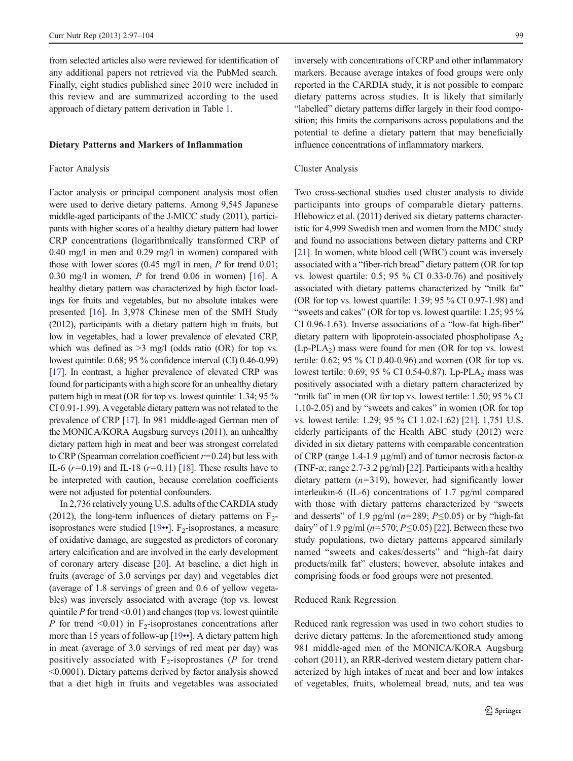from selected articles also were reviewed for identification of any additional papers not retrieved via the PubMed search. Finally, eight studies published since 2010 were included in this review and are summarized according to the used approach of dietary pattern derivation in Table 1.

## Dietary Patterns and Markers of Inflammation

### Factor Analysis

Factor analysis or principal component analysis most often were used to derive dietary patterns. Among 9,545 Japanese middle-aged participants of the J-MICC study (2011), participants with higher scores of a healthy dietary pattern had lower CRP concentrations (logarithmically transformed CRP of 0.40 mg/l in men and 0.29 mg/l in women) compared with those with lower scores (0.45 mg/l in men, *P* for trend 0.01; 0.30 mg/l in women, *P* for trend 0.06 in women) [16]. A healthy dietary pattern was characterized by high factor loadings for fruits and vegetables, but no absolute intakes were presented [16]. In 3,978 Chinese men of the SMH Study (2012), participants with a dietary pattern high in fruits, but low in vegetables, had a lower prevalence of elevated CRP, which was defined as >3 mg/l (odds ratio (OR) for top vs. lowest quintile: 0.68; 95 % confidence interval (CI) 0.46-0.99) [17]. In contrast, a higher prevalence of elevated CRP was found for participants with a high score for an unhealthy dietary pattern high in meat (OR for top vs. lowest quintile: 1.34; 95 % CI 0.91-1.99). A vegetable dietary pattern was not related to the prevalence of CRP [17]. In 981 middle-aged German men of the MONICA/KORA Augsburg surveys (2011), an unhealthy dietary pattern high in meat and beer was strongest correlated to CRP (Spearman correlation coefficient $r$=0.24) but less with IL-6 ($r$=0.19) and IL-18 ($r$=0.11) [18]. These results have to be interpreted with caution, because correlation coefficients were not adjusted for potential confounders.

In 2,736 relatively young U.S. adults of the CARDIA study (2012), the long-term influences of dietary patterns on $F_2$-isoprostanes were studied [19••]. $F_2$-isoprostanes, a measure of oxidative damage, are suggested as predictors of coronary artery calcification and are involved in the early development of coronary artery disease [20]. At baseline, a diet high in fruits (average of 3.0 servings per day) and vegetables diet (average of 1.8 servings of green and 0.6 of yellow vegetables) was inversely associated with average (top vs. lowest quintile *P* for trend <0.01) and changes (top vs. lowest quintile *P* for trend <0.01) in $F_2$-isoprostanes concentrations after more than 15 years of follow-up [19••]. A dietary pattern high in meat (average of 3.0 servings of red meat per day) was positively associated with $F_2$-isoprostanes (*P* for trend <0.0001). Dietary patterns derived by factor analysis showed that a diet high in fruits and vegetables was associated inversely with concentrations of CRP and other inflammatory markers. Because average intakes of food groups were only reported in the CARDIA study, it is not possible to compare dietary patterns across studies. It is likely that similarly "labelled" dietary patterns differ largely in their food composition; this limits the comparisons across populations and the potential to define a dietary pattern that may beneficially influence concentrations of inflammatory markers.

### Cluster Analysis

Two cross-sectional studies used cluster analysis to divide participants into groups of comparable dietary patterns. Hlebowicz et al. (2011) derived six dietary patterns characteristic for 4,999 Swedish men and women from the MDC study and found no associations between dietary patterns and CRP [21]. In women, white blood cell (WBC) count was inversely associated with a "fiber-rich bread" dietary pattern (OR for top vs. lowest quartile: 0.5; 95 % CI 0.33-0.76) and positively associated with dietary patterns characterized by "milk fat" (OR for top vs. lowest quartile: 1.39; 95 % CI 0.97-1.98) and "sweets and cakes" (OR for top vs. lowest quartile: 1.25; 95 % CI 0.96-1.63). Inverse associations of a "low-fat high-fiber" dietary pattern with lipoprotein-associated phospholipase $A_2$ (Lp-$PLA_2$) mass were found for men (OR for top vs. lowest tertile: 0.62; 95 % CI 0.40-0.96) and women (OR for top vs. lowest tertile: 0.69; 95 % CI 0.54-0.87). Lp-$PLA_2$ mass was positively associated with a dietary pattern characterized by "milk fat" in men (OR for top vs. lowest tertile: 1.50; 95 % CI 1.10-2.05) and by "sweets and cakes" in women (OR for top vs. lowest tertile: 1.29; 95 % CI 1.02-1.62) [21]. 1,751 U.S. elderly participants of the Health ABC study (2012) were divided in six dietary patterns with comparable concentration of CRP (range 1.4-1.9 μg/ml) and of tumor necrosis factor-α (TNF-α; range 2.7-3.2 pg/ml) [22]. Participants with a healthy dietary pattern ($n$=319), however, had significantly lower interleukin-6 (IL-6) concentrations of 1.7 pg/ml compared with those with dietary patterns characterized by "sweets and desserts" of 1.9 pg/ml ($n$=289; $P$≤0.05) or by "high-fat dairy" of 1.9 pg/ml ($n$=570; $P$≤0.05) [22]. Between these two study populations, two dietary patterns appeared similarly named "sweets and cakes/desserts" and "high-fat dairy products/milk fat" clusters; however, absolute intakes and comprising foods or food groups were not presented.

### Reduced Rank Regression

Reduced rank regression was used in two cohort studies to derive dietary patterns. In the aforementioned study among 981 middle-aged men of the MONICA/KORA Augsburg cohort (2011), an RRR-derived western dietary pattern characterized by high intakes of meat and beer and low intakes of vegetables, fruits, wholemeal bread, nuts, and tea was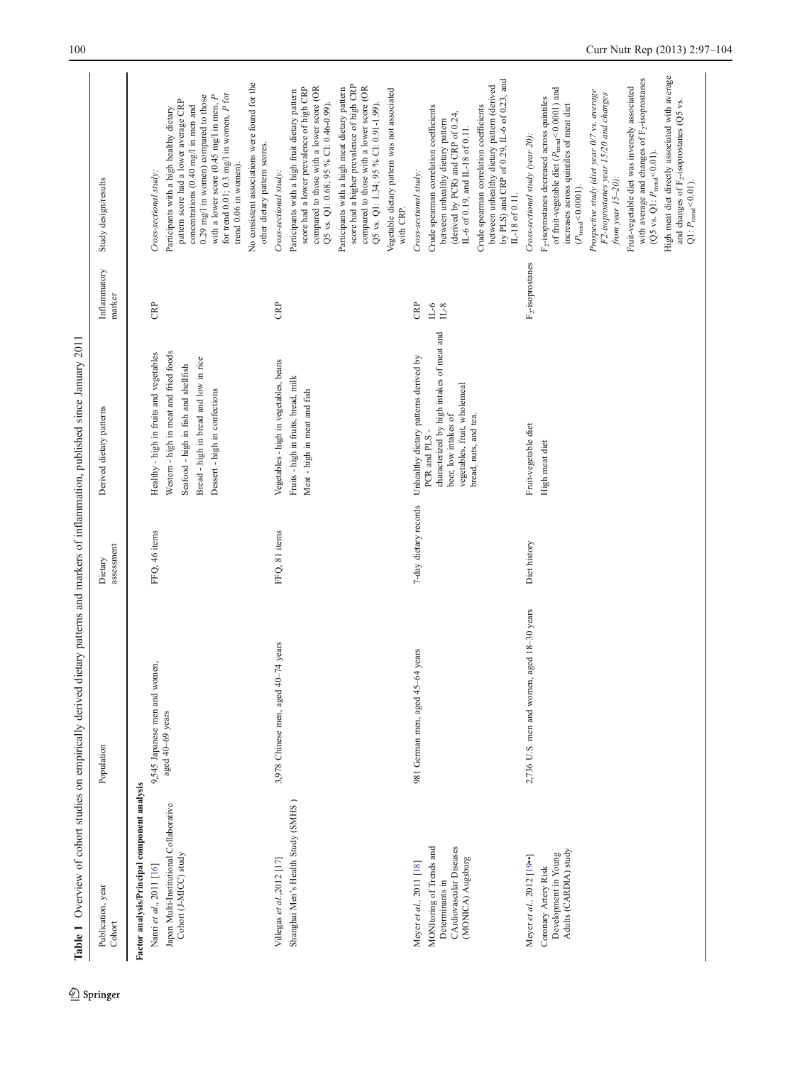**Table 1** Overview of cohort studies on empirically derived dietary patterns and markers of inflammation, published since January 2011

| Publication, year<br>Cohort | Population | Dietary assessment | Derived dietary patterns | Inflammatory marker | Study design/results |
|---|---|---|---|---|---|
| **Factor analysis/Principal component analysis** | | | | | |
| Nanri et al., 2011 [16]<br>Japan Multi-Institutional Collaborative Cohort (J-MICC) study | 9,545 Japanese men and women, aged 40–69 years | FFQ, 46 items | Healthy - high in fruits and vegetables<br>Western - high in meat and fried foods<br>Seafood - high in fish and shellfish<br>Bread - high in bread and low in rice<br>Dessert - high in confections | CRP | *Cross-sectional study:*<br>Participants with a high healthy dietary pattern score had a lower average CRP concentrations (0.40 mg/l in men and 0.29 mg/l in women) compared to those with a lower score (0.45 mg/l in men, *P* for trend 0.01; 0.3 mg/l in women, *P* for trend 0.06 in women).<br>No consistent associations were found for the other dietary pattern scores. |
| Villegas et al.,2012 [17]<br>Shanghai Men's Health Study (SMHS ) | 3,978 Chinese men, aged 40–74 years | FFQ, 81 items | Vegetables - high in vegetables, beans<br>Fruits - high in fruits, bread, milk<br>Meat - high in meat and fish | CRP | *Cross-sectional study:*<br>Participants with a high fruit dietary pattern score had a lower prevalence of high CRP compared to those with a lower score (OR Q5 vs. Q1: 0.68; 95 % CI: 0.46-0.99).<br>Participants with a high meat dietary pattern score had a higher prevalence of high CRP compared to those with a lower score (OR Q5 vs. Q1: 1.34; 95 % CI: 0.91-1.99).<br>Vegetable dietary pattern was not associated with CRP. |
| Meyer et al., 2011 [18]<br>MONItoring of Trends and Determinants in CArdiovascular Diseases (MONICA) Augsburg | 981 German men, aged 45–64 years | 7-day dietary records | Unhealthy dietary patterns derived by PCR and PLS - characterized by high intakes of meat and beer, low intakes of vegetables, fruit, wholemeal bread, nuts, and tea. | CRP<br>IL-6<br>IL-8 | *Cross-sectional study:*<br>Crude spearman correlation coefficients between unhealthy dietary pattern (derived by PCR) and CRP of 0.24, IL-6 of 0.19, and IL-18 of 0.11.<br>Crude spearman correlation coefficients between unhealthy dietary pattern (derived by PLS) and CRP of 0.29, IL-6 of 0.23, and IL-18 of 0.11. |
| Meyer et al., 2012 [19••]<br>Coronary Artery Risk Development in Young Adults (CARDIA) study | 2,736 U.S. men and women, aged 18–30 years | Diet history | Fruit-vegetable diet<br>High meat diet | $F_2$-isoprostanes | *Cross-sectional study (year 20):*<br>$F_2$-isoprostanes decreased across quintiles of fruit-vegetable diet ($P_{trend}$<0.0001) and increases across quintiles of meat diet ($P_{trend}$<0.0001).<br>*Prospective study (diet year 0/7 vs. average F2-isoprostanes year 15/20 and changes from year 15–20):*<br>Fruit-vegetable diet was inversely associated with average and changes of $F_2$-isoprostanes (Q5 vs. Q1: $P_{trend}$<0.01).<br>High meat diet directly associated with average and changes of $F_2$-isoprostanes (Q5 vs. Q1: $P_{trend}$<0.01). |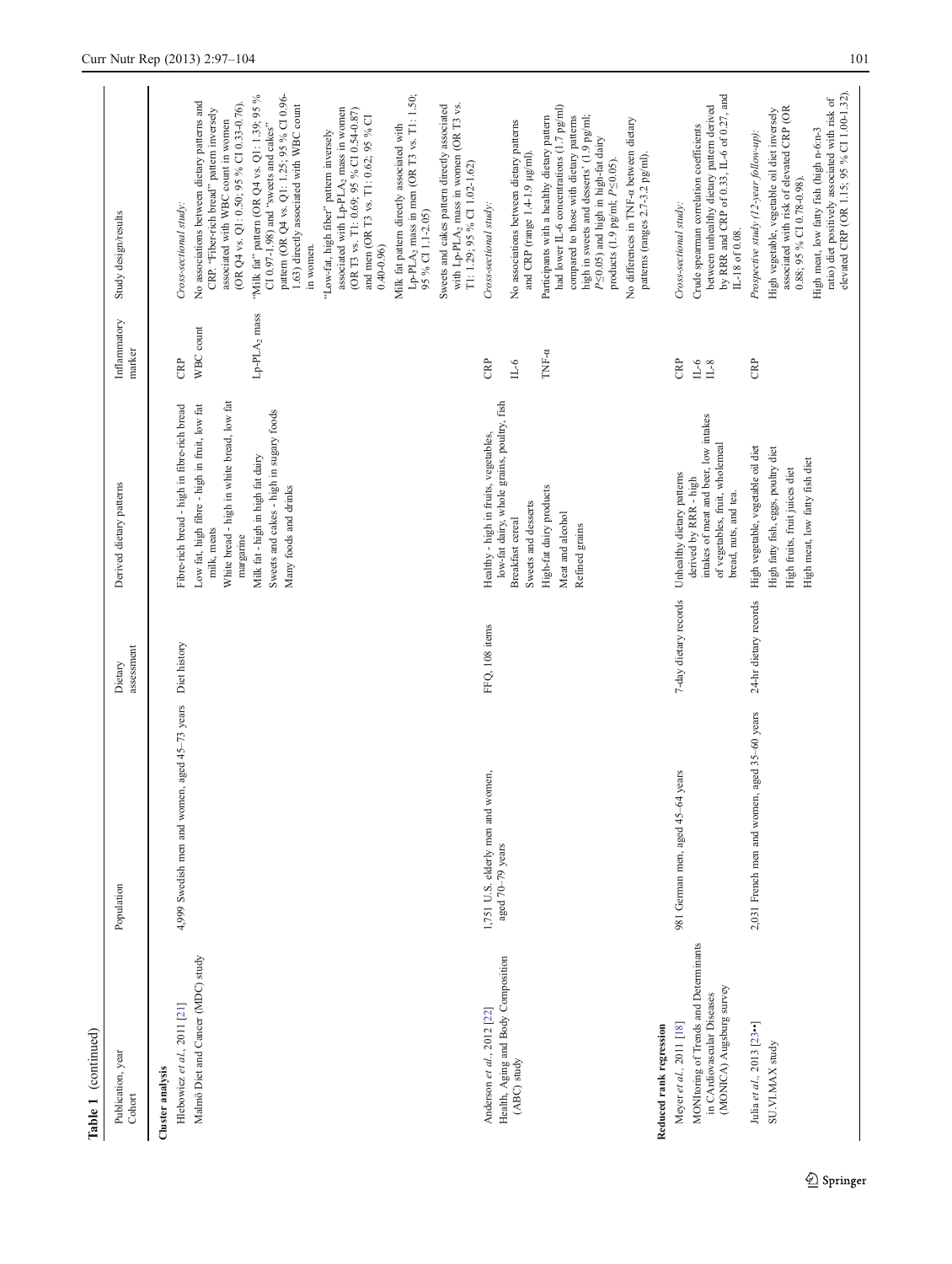**Table 1** (continued)

| Publication, year<br>Cohort | Population | Dietary assessment | Derived dietary patterns | Inflammatory marker | Study design/results |
|---|---|---|---|---|---|
| **Cluster analysis** | | | | | |
| Hlebowicz *et al.*, 2011 [21]<br>Malmö Diet and Cancer (MDC) study | 4,999 Swedish men and women, aged 45–73 years | Diet history | Fibre-rich bread - high in fibre-rich bread<br>Low fat, high fibre - high in fruit, low fat milk, meats<br>White bread - high in white bread, low fat margarine<br>Milk fat - high in high fat dairy<br>Sweets and cakes - high in sugary foods<br>Many foods and drinks | CRP<br>WBC count<br>Lp-PLA$_2$ mass | *Cross-sectional study:*<br>No associations between dietary patterns and CRP. "Fiber-rich bread" pattern inversely associated with WBC count in women (OR Q4 vs. Q1: 0.50; 95 % CI 0.33-0.76).<br>"Milk fat" pattern (OR Q4 vs. Q1: 1.39; 95 % CI 0.97-1.98) and "sweets and cakes" pattern (OR Q4 vs. Q1: 1.25; 95 % CI 0.96-1.63) directly associated with WBC count in women.<br>"Low-fat, high fiber" pattern inversely associated with Lp-PLA$_2$ mass in women (OR T3 vs. T1: 0.69; 95 % CI 0.54-0.87) and men (OR T3 vs. T1: 0.62; 95 % CI 0.40-0.96)<br>Milk fat pattern directly associated with Lp-PLA$_2$ mass in men (OR T3 vs. T1: 1.50; 95 % CI 1.1-2.05)<br>Sweets and cakes pattern directly associated with Lp-PLA$_2$ mass in women (OR T3 vs. T1: 1.29; 95 % CI 1.02-1.62) |
| Anderson *et al.*, 2012 [22]<br>Health, Aging and Body Composition (ABC) study | 1,751 U.S. elderly men and women, aged 70–79 years | FFQ, 108 items | Healthy - high in fruits, vegetables, low-fat dairy, whole grains, poultry, fish<br>Breakfast cereal<br>Sweets and desserts<br>High-fat dairy products<br>Meat and alcohol<br>Refined grains | CRP<br>IL-6<br>TNF-α | *Cross-sectional study:*<br>No associations between dietary patterns and CRP (range 1.4-1.9 μg/ml).<br>Participants with a healthy dietary pattern had lower IL-6 concentrations (1.7 pg/ml) compared to those with dietary patterns high in sweets and desserts' (1.9 pg/ml; $P \leq 0.05$) and high in high-fat dairy products (1.9 pg/ml; $P \leq 0.05$).<br>No differences in TNF-α between dietary patterns (ranges 2.7-3.2 pg/ml). |
| **Reduced rank regression** | | | | | |
| Meyer *et al.*, 2011 [18]<br>MONItoring of Trends and Determinants in CArdiovascular Diseases (MONICA) Augsburg survey | 981 German men, aged 45–64 years | 7-day dietary records | Unhealthy dietary patterns derived by RRR - high intakes of meat and beer, low intakes of vegetables, fruit, wholemeal bread, nuts, and tea. | CRP<br>IL-6<br>IL-8 | *Cross-sectional study:*<br>Crude spearman correlation coefficients between unhealthy dietary pattern derived by RRR and CRP of 0.33, IL-6 of 0.27, and IL-18 of 0.08. |
| Julia *et al.*, 2013 [23••]<br>SU.VI.MAX study | 2,031 French men and women, aged 35–60 years | 24-hr dietary records | High vegetable, vegetable oil diet<br>High fatty fish, eggs, poultry diet<br>High fruits, fruit juices diet<br>High meat, low fatty fish diet | CRP | *Prospective study (12-year follow-up):*<br>High vegetable, vegetable oil diet inversely associated with risk of elevated CRP (OR 0.88; 95 % CI 0.78-0.98).<br>High meat, low fatty fish (high n-6:n-3 ratio) diet positively associated with risk of elevated CRP (OR 1.15; 95 % CI 1.00-1.32). |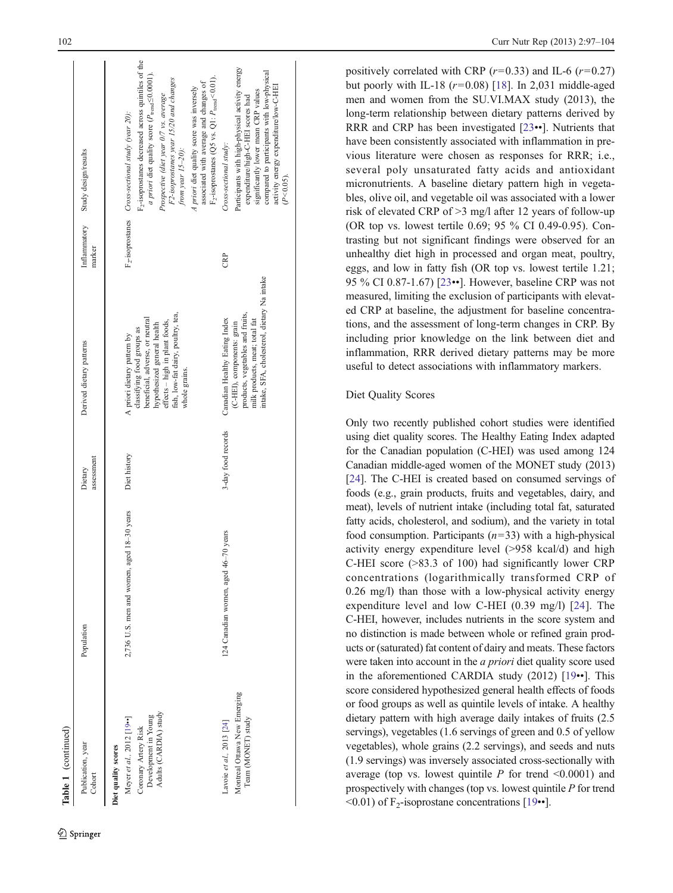Table 1 (continued)

| Publication, year Cohort | Population | Dietary assessment | Derived dietary patterns | Inflammatory marker | Study design/results |
|---|---|---|---|---|---|
| **Diet quality scores** | | | | | |
| Meyer *et al.*, 2012 [19••] Coronary Artery Risk Development in Young Adults (CARDIA) study | 2,736 U.S. men and women, aged 18–30 years | Diet history | A priori dietary pattern by classifying food groups as beneficial, adverse, or neutral hypothesized general health effects – high in plant foods, fish, low-fat dairy, poultry, tea, whole grains. | $F_2$-isoprostanes | *Cross-sectional study (year 20):* $F_2$-isoprostanes decreased across quintiles of the *a priori* diet quality score ($P_{trend} \leq 0.0001$). *Prospective (diet year 0/7 vs. average F2-isoprostanes year 15/20 and changes from year 15–20):* *A priori* diet quality score was inversely associated with average and changes of $F_2$-isoprostanes (Q5 vs. Q1: $P_{trend} < 0.01$). |
| Lavoie *et al.*, 2013 [24] Montreal Ottawa New Emerging Team (MONET) study | 124 Canadian women, aged 46–70 years | 3-day food records | Canadian Healthy Eating Index (C-HEI), components: grain products, vegetables and fruits, milk products, meat; total fat intake, SFA, cholesterol, dietary Na intake | CRP | *Cross-sectional study:* Participants with high-physical activity energy expenditure/high-C-HEI scores had significantly lower mean CRP values compared to participants with low-physical activity energy expenditure/low-C-HEI ($P < 0.05$). |

positively correlated with CRP ($r = 0.33$) and IL-6 ($r = 0.27$) but poorly with IL-18 ($r = 0.08$) [18]. In 2,031 middle-aged men and women from the SU.VI.MAX study (2013), the long-term relationship between dietary patterns derived by RRR and CRP has been investigated [23••]. Nutrients that have been consistently associated with inflammation in previous literature were chosen as responses for RRR; i.e., several poly unsaturated fatty acids and antioxidant micronutrients. A baseline dietary pattern high in vegetables, olive oil, and vegetable oil was associated with a lower risk of elevated CRP of >3 mg/l after 12 years of follow-up (OR top vs. lowest tertile 0.69; 95 % CI 0.49-0.95). Contrasting but not significant findings were observed for an unhealthy diet high in processed and organ meat, poultry, eggs, and low in fatty fish (OR top vs. lowest tertile 1.21; 95 % CI 0.87-1.67) [23••]. However, baseline CRP was not measured, limiting the exclusion of participants with elevated CRP at baseline, the adjustment for baseline concentrations, and the assessment of long-term changes in CRP. By including prior knowledge on the link between diet and inflammation, RRR derived dietary patterns may be more useful to detect associations with inflammatory markers.

### Diet Quality Scores

Only two recently published cohort studies were identified using diet quality scores. The Healthy Eating Index adapted for the Canadian population (C-HEI) was used among 124 Canadian middle-aged women of the MONET study (2013) [24]. The C-HEI is created based on consumed servings of foods (e.g., grain products, fruits and vegetables, dairy, and meat), levels of nutrient intake (including total fat, saturated fatty acids, cholesterol, and sodium), and the variety in total food consumption. Participants ($n = 33$) with a high-physical activity energy expenditure level (>958 kcal/d) and high C-HEI score (>83.3 of 100) had significantly lower CRP concentrations (logarithmically transformed CRP of 0.26 mg/l) than those with a low-physical activity energy expenditure level and low C-HEI (0.39 mg/l) [24]. The C-HEI, however, includes nutrients in the score system and no distinction is made between whole or refined grain products or (saturated) fat content of dairy and meats. These factors were taken into account in the *a priori* diet quality score used in the aforementioned CARDIA study (2012) [19••]. This score considered hypothesized general health effects of foods or food groups as well as quintile levels of intake. A healthy dietary pattern with high average daily intakes of fruits (2.5 servings), vegetables (1.6 servings of green and 0.5 of yellow vegetables), whole grains (2.2 servings), and seeds and nuts (1.9 servings) was inversely associated cross-sectionally with average (top vs. lowest quintile $P$ for trend <0.0001) and prospectively with changes (top vs. lowest quintile $P$ for trend <0.01) of $F_2$-isoprostane concentrations [19••].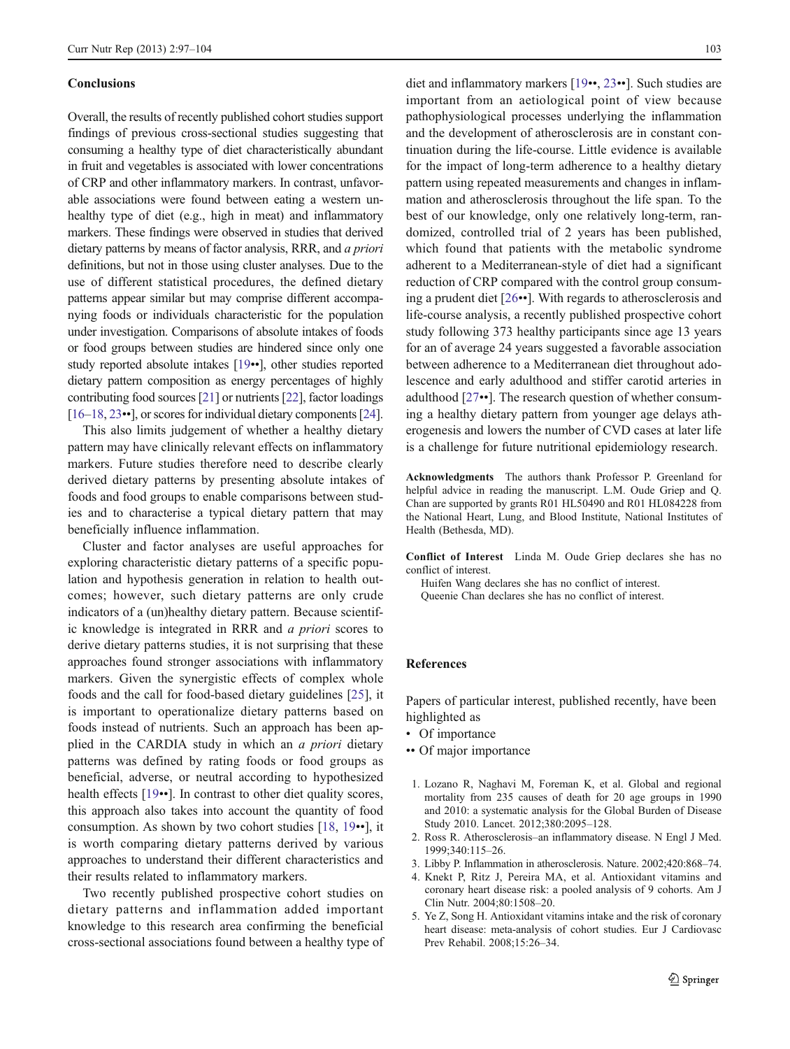## Conclusions

Overall, the results of recently published cohort studies support findings of previous cross-sectional studies suggesting that consuming a healthy type of diet characteristically abundant in fruit and vegetables is associated with lower concentrations of CRP and other inflammatory markers. In contrast, unfavorable associations were found between eating a western unhealthy type of diet (e.g., high in meat) and inflammatory markers. These findings were observed in studies that derived dietary patterns by means of factor analysis, RRR, and *a priori* definitions, but not in those using cluster analyses. Due to the use of different statistical procedures, the defined dietary patterns appear similar but may comprise different accompanying foods or individuals characteristic for the population under investigation. Comparisons of absolute intakes of foods or food groups between studies are hindered since only one study reported absolute intakes [19••], other studies reported dietary pattern composition as energy percentages of highly contributing food sources [21] or nutrients [22], factor loadings [16–18, 23••], or scores for individual dietary components [24].

This also limits judgement of whether a healthy dietary pattern may have clinically relevant effects on inflammatory markers. Future studies therefore need to describe clearly derived dietary patterns by presenting absolute intakes of foods and food groups to enable comparisons between studies and to characterise a typical dietary pattern that may beneficially influence inflammation.

Cluster and factor analyses are useful approaches for exploring characteristic dietary patterns of a specific population and hypothesis generation in relation to health outcomes; however, such dietary patterns are only crude indicators of a (un)healthy dietary pattern. Because scientific knowledge is integrated in RRR and *a priori* scores to derive dietary patterns studies, it is not surprising that these approaches found stronger associations with inflammatory markers. Given the synergistic effects of complex whole foods and the call for food-based dietary guidelines [25], it is important to operationalize dietary patterns based on foods instead of nutrients. Such an approach has been applied in the CARDIA study in which an *a priori* dietary patterns was defined by rating foods or food groups as beneficial, adverse, or neutral according to hypothesized health effects [19••]. In contrast to other diet quality scores, this approach also takes into account the quantity of food consumption. As shown by two cohort studies [18, 19••], it is worth comparing dietary patterns derived by various approaches to understand their different characteristics and their results related to inflammatory markers.

Two recently published prospective cohort studies on dietary patterns and inflammation added important knowledge to this research area confirming the beneficial cross-sectional associations found between a healthy type of diet and inflammatory markers [19••, 23••]. Such studies are important from an aetiological point of view because pathophysiological processes underlying the inflammation and the development of atherosclerosis are in constant continuation during the life-course. Little evidence is available for the impact of long-term adherence to a healthy dietary pattern using repeated measurements and changes in inflammation and atherosclerosis throughout the life span. To the best of our knowledge, only one relatively long-term, randomized, controlled trial of 2 years has been published, which found that patients with the metabolic syndrome adherent to a Mediterranean-style of diet had a significant reduction of CRP compared with the control group consuming a prudent diet [26••]. With regards to atherosclerosis and life-course analysis, a recently published prospective cohort study following 373 healthy participants since age 13 years for an of average 24 years suggested a favorable association between adherence to a Mediterranean diet throughout adolescence and early adulthood and stiffer carotid arteries in adulthood [27••]. The research question of whether consuming a healthy dietary pattern from younger age delays atherogenesis and lowers the number of CVD cases at later life is a challenge for future nutritional epidemiology research.

**Acknowledgments** The authors thank Professor P. Greenland for helpful advice in reading the manuscript. L.M. Oude Griep and Q. Chan are supported by grants R01 HL50490 and R01 HL084228 from the National Heart, Lung, and Blood Institute, National Institutes of Health (Bethesda, MD).

**Conflict of Interest** Linda M. Oude Griep declares she has no conflict of interest.

Huifen Wang declares she has no conflict of interest.

Queenie Chan declares she has no conflict of interest.

## References

Papers of particular interest, published recently, have been highlighted as

- • Of importance
- •• Of major importance

1. Lozano R, Naghavi M, Foreman K, et al. Global and regional mortality from 235 causes of death for 20 age groups in 1990 and 2010: a systematic analysis for the Global Burden of Disease Study 2010. Lancet. 2012;380:2095–128.
2. Ross R. Atherosclerosis–an inflammatory disease. N Engl J Med. 1999;340:115–26.
3. Libby P. Inflammation in atherosclerosis. Nature. 2002;420:868–74.
4. Knekt P, Ritz J, Pereira MA, et al. Antioxidant vitamins and coronary heart disease risk: a pooled analysis of 9 cohorts. Am J Clin Nutr. 2004;80:1508–20.
5. Ye Z, Song H. Antioxidant vitamins intake and the risk of coronary heart disease: meta-analysis of cohort studies. Eur J Cardiovasc Prev Rehabil. 2008;15:26–34.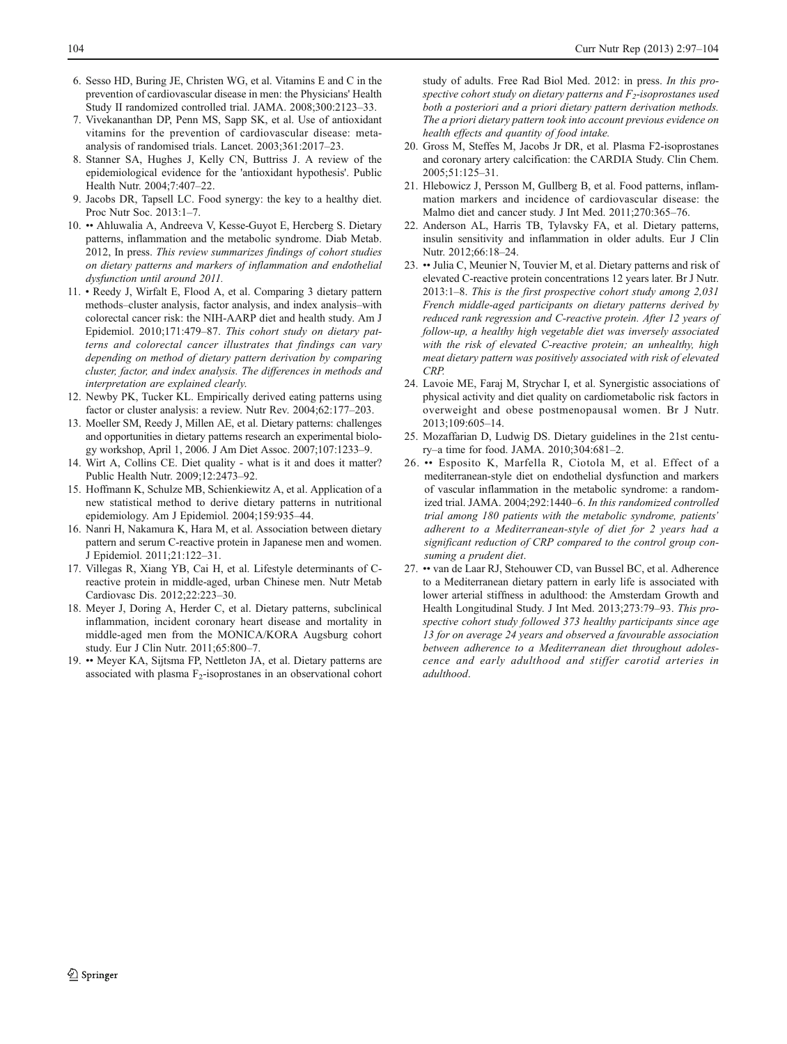6. Sesso HD, Buring JE, Christen WG, et al. Vitamins E and C in the prevention of cardiovascular disease in men: the Physicians' Health Study II randomized controlled trial. JAMA. 2008;300:2123–33.
7. Vivekananthan DP, Penn MS, Sapp SK, et al. Use of antioxidant vitamins for the prevention of cardiovascular disease: meta-analysis of randomised trials. Lancet. 2003;361:2017–23.
8. Stanner SA, Hughes J, Kelly CN, Buttriss J. A review of the epidemiological evidence for the 'antioxidant hypothesis'. Public Health Nutr. 2004;7:407–22.
9. Jacobs DR, Tapsell LC. Food synergy: the key to a healthy diet. Proc Nutr Soc. 2013:1–7.
10. •• Ahluwalia A, Andreeva V, Kesse-Guyot E, Hercberg S. Dietary patterns, inflammation and the metabolic syndrome. Diab Metab. 2012, In press. *This review summarizes findings of cohort studies on dietary patterns and markers of inflammation and endothelial dysfunction until around 2011.*
11. • Reedy J, Wirfalt E, Flood A, et al. Comparing 3 dietary pattern methods–cluster analysis, factor analysis, and index analysis–with colorectal cancer risk: the NIH-AARP diet and health study. Am J Epidemiol. 2010;171:479–87. *This cohort study on dietary patterns and colorectal cancer illustrates that findings can vary depending on method of dietary pattern derivation by comparing cluster, factor, and index analysis. The differences in methods and interpretation are explained clearly.*
12. Newby PK, Tucker KL. Empirically derived eating patterns using factor or cluster analysis: a review. Nutr Rev. 2004;62:177–203.
13. Moeller SM, Reedy J, Millen AE, et al. Dietary patterns: challenges and opportunities in dietary patterns research an experimental biology workshop, April 1, 2006. J Am Diet Assoc. 2007;107:1233–9.
14. Wirt A, Collins CE. Diet quality - what is it and does it matter? Public Health Nutr. 2009;12:2473–92.
15. Hoffmann K, Schulze MB, Schienkiewitz A, et al. Application of a new statistical method to derive dietary patterns in nutritional epidemiology. Am J Epidemiol. 2004;159:935–44.
16. Nanri H, Nakamura K, Hara M, et al. Association between dietary pattern and serum C-reactive protein in Japanese men and women. J Epidemiol. 2011;21:122–31.
17. Villegas R, Xiang YB, Cai H, et al. Lifestyle determinants of C-reactive protein in middle-aged, urban Chinese men. Nutr Metab Cardiovasc Dis. 2012;22:223–30.
18. Meyer J, Doring A, Herder C, et al. Dietary patterns, subclinical inflammation, incident coronary heart disease and mortality in middle-aged men from the MONICA/KORA Augsburg cohort study. Eur J Clin Nutr. 2011;65:800–7.
19. •• Meyer KA, Sijtsma FP, Nettleton JA, et al. Dietary patterns are associated with plasma $F_2$-isoprostanes in an observational cohort study of adults. Free Rad Biol Med. 2012: in press. *In this prospective cohort study on dietary patterns and $F_2$-isoprostanes used both a posteriori and a priori dietary pattern derivation methods. The a priori dietary pattern took into account previous evidence on health effects and quantity of food intake.*
20. Gross M, Steffes M, Jacobs Jr DR, et al. Plasma F2-isoprostanes and coronary artery calcification: the CARDIA Study. Clin Chem. 2005;51:125–31.
21. Hlebowicz J, Persson M, Gullberg B, et al. Food patterns, inflammation markers and incidence of cardiovascular disease: the Malmo diet and cancer study. J Int Med. 2011;270:365–76.
22. Anderson AL, Harris TB, Tylavsky FA, et al. Dietary patterns, insulin sensitivity and inflammation in older adults. Eur J Clin Nutr. 2012;66:18–24.
23. •• Julia C, Meunier N, Touvier M, et al. Dietary patterns and risk of elevated C-reactive protein concentrations 12 years later. Br J Nutr. 2013:1–8. *This is the first prospective cohort study among 2,031 French middle-aged participants on dietary patterns derived by reduced rank regression and C-reactive protein. After 12 years of follow-up, a healthy high vegetable diet was inversely associated with the risk of elevated C-reactive protein; an unhealthy, high meat dietary pattern was positively associated with risk of elevated CRP.*
24. Lavoie ME, Faraj M, Strychar I, et al. Synergistic associations of physical activity and diet quality on cardiometabolic risk factors in overweight and obese postmenopausal women. Br J Nutr. 2013;109:605–14.
25. Mozaffarian D, Ludwig DS. Dietary guidelines in the 21st century–a time for food. JAMA. 2010;304:681–2.
26. •• Esposito K, Marfella R, Ciotola M, et al. Effect of a mediterranean-style diet on endothelial dysfunction and markers of vascular inflammation in the metabolic syndrome: a randomized trial. JAMA. 2004;292:1440–6. *In this randomized controlled trial among 180 patients with the metabolic syndrome, patients' adherent to a Mediterranean-style of diet for 2 years had a significant reduction of CRP compared to the control group consuming a prudent diet.*
27. •• van de Laar RJ, Stehouwer CD, van Bussel BC, et al. Adherence to a Mediterranean dietary pattern in early life is associated with lower arterial stiffness in adulthood: the Amsterdam Growth and Health Longitudinal Study. J Int Med. 2013;273:79–93. *This prospective cohort study followed 373 healthy participants since age 13 for on average 24 years and observed a favourable association between adherence to a Mediterranean diet throughout adolescence and early adulthood and stiffer carotid arteries in adulthood.*